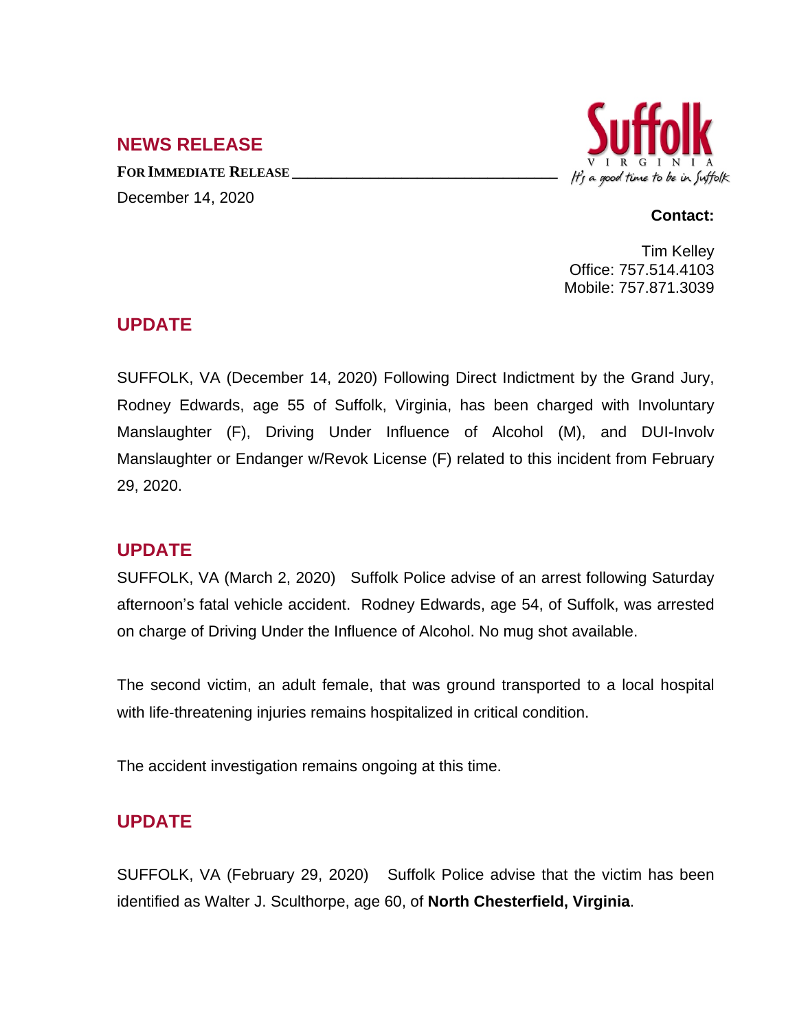## NEWS RELEASE

**FOR IMMEDIATE RELEASE**

December 14, 2020

Suffolk VIRGINIA *It's a good time to be in Suffolk*

**Contact:**

Tim Kelley
Office: 757.514.4103
Mobile: 757.871.3039

## UPDATE

SUFFOLK, VA (December 14, 2020) Following Direct Indictment by the Grand Jury, Rodney Edwards, age 55 of Suffolk, Virginia, has been charged with Involuntary Manslaughter (F), Driving Under Influence of Alcohol (M), and DUI-Involv Manslaughter or Endanger w/Revok License (F) related to this incident from February 29, 2020.

## UPDATE

SUFFOLK, VA (March 2, 2020) Suffolk Police advise of an arrest following Saturday afternoon's fatal vehicle accident. Rodney Edwards, age 54, of Suffolk, was arrested on charge of Driving Under the Influence of Alcohol. No mug shot available.

The second victim, an adult female, that was ground transported to a local hospital with life-threatening injuries remains hospitalized in critical condition.

The accident investigation remains ongoing at this time.

## UPDATE

SUFFOLK, VA (February 29, 2020) Suffolk Police advise that the victim has been identified as Walter J. Sculthorpe, age 60, of **North Chesterfield, Virginia**.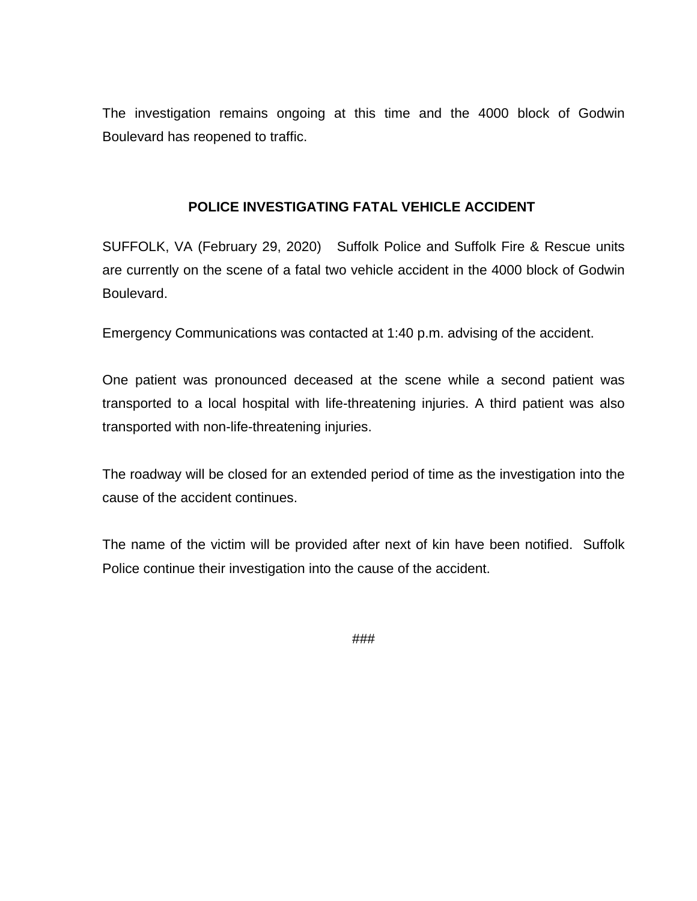The investigation remains ongoing at this time and the 4000 block of Godwin Boulevard has reopened to traffic.

## POLICE INVESTIGATING FATAL VEHICLE ACCIDENT

SUFFOLK, VA (February 29, 2020)   Suffolk Police and Suffolk Fire & Rescue units are currently on the scene of a fatal two vehicle accident in the 4000 block of Godwin Boulevard.

Emergency Communications was contacted at 1:40 p.m. advising of the accident.

One patient was pronounced deceased at the scene while a second patient was transported to a local hospital with life-threatening injuries. A third patient was also transported with non-life-threatening injuries.

The roadway will be closed for an extended period of time as the investigation into the cause of the accident continues.

The name of the victim will be provided after next of kin have been notified.  Suffolk Police continue their investigation into the cause of the accident.

###